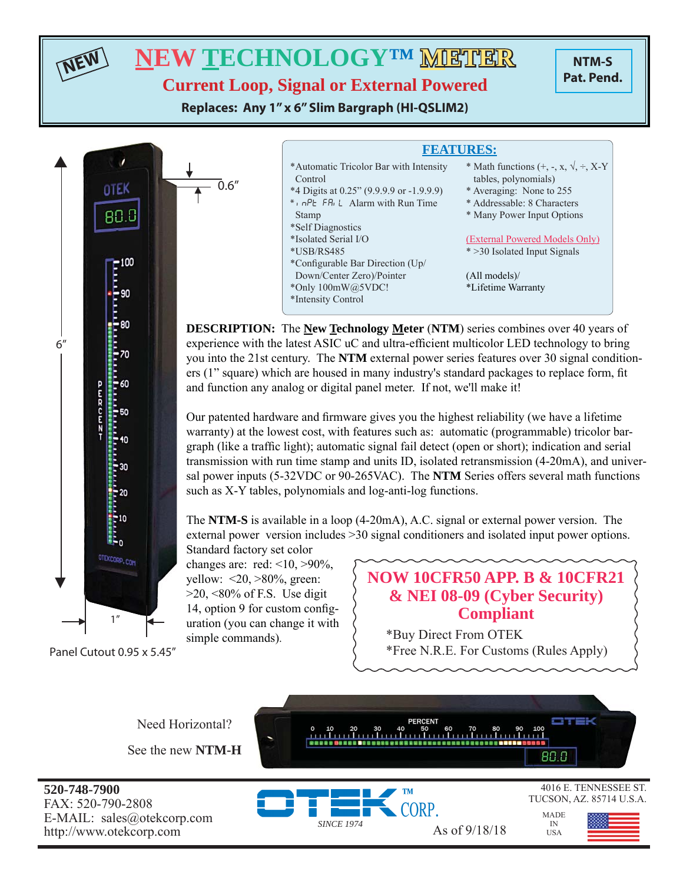NEW

# NEW TECHNOLOGY™ METER

## Current Loop, Signal or External Powered

**Replaces: Any 1" x 6" Slim Bargraph (HI-QSLIM2)**

**NTM-S**
**Pat. Pend.**

0.6"

6"

1"

Panel Cutout 0.95 x 5.45"

## FEATURES:

- *Automatic Tricolor Bar with Intensity Control
- *4 Digits at 0.25" (9.9.9.9 or -1.9.9.9)
- *inPt FAiL Alarm with Run Time Stamp
- *Self Diagnostics
- *Isolated Serial I/O
- *USB/RS485
- *Configurable Bar Direction (Up/Down/Center Zero)/Pointer
- *Only 100mW@5VDC!
- *Intensity Control
- * Math functions (+, -, x, √, ÷, X-Y tables, polynomials)
- * Averaging: None to 255
- * Addressable: 8 Characters
- * Many Power Input Options

(External Powered Models Only)

- * >30 Isolated Input Signals

(All models)/

- *Lifetime Warranty

**DESCRIPTION:** The **New Technology Meter** (**NTM**) series combines over 40 years of experience with the latest ASIC uC and ultra-efficient multicolor LED technology to bring you into the 21st century. The **NTM** external power series features over 30 signal conditioners (1" square) which are housed in many industry's standard packages to replace form, fit and function any analog or digital panel meter. If not, we'll make it!

Our patented hardware and firmware gives you the highest reliability (we have a lifetime warranty) at the lowest cost, with features such as: automatic (programmable) tricolor bargraph (like a traffic light); automatic signal fail detect (open or short); indication and serial transmission with run time stamp and units ID, isolated retransmission (4-20mA), and universal power inputs (5-32VDC or 90-265VAC). The **NTM** Series offers several math functions such as X-Y tables, polynomials and log-anti-log functions.

The **NTM-S** is available in a loop (4-20mA), A.C. signal or external power version. The external power version includes >30 signal conditioners and isolated input power options. Standard factory set color changes are: red: <10, >90%, yellow: <20, >80%, green: >20, <80% of F.S. Use digit 14, option 9 for custom configuration (you can change it with simple commands).

**NOW 10CFR50 APP. B & 10CFR21 & NEI 08-09 (Cyber Security) Compliant**

*Buy Direct From OTEK
*Free N.R.E. For Customs (Rules Apply)

Need Horizontal?

See the new **NTM-H**

**520-748-7900**
FAX: 520-790-2808
E-MAIL: sales@otekcorp.com
http://www.otekcorp.com

OTEK™ CORP.
SINCE 1974

As of 9/18/18

4016 E. TENNESSEE ST.
TUCSON, AZ. 85714 U.S.A.

MADE IN USA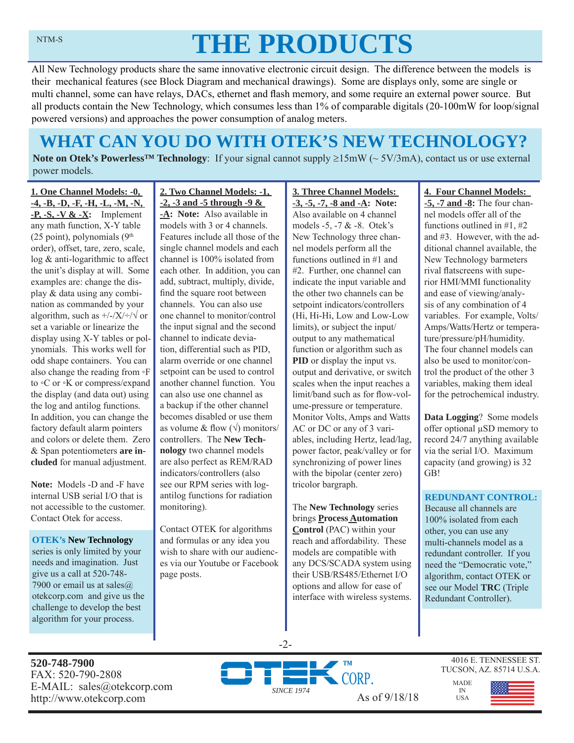# THE PRODUCTS

All New Technology products share the same innovative electronic circuit design. The difference between the models is their mechanical features (see Block Diagram and mechanical drawings). Some are displays only, some are single or multi channel, some can have relays, DACs, ethernet and flash memory, and some require an external power source. But all products contain the New Technology, which consumes less than 1% of comparable digitals (20-100mW for loop/signal powered versions) and approaches the power consumption of analog meters.

## WHAT CAN YOU DO WITH OTEK'S NEW TECHNOLOGY?

**Note on Otek's Powerless™ Technology**: If your signal cannot supply ≥15mW (~ 5V/3mA), contact us or use external power models.

**1. One Channel Models: -0, -4, -B, -D, -F, -H, -L, -M, -N, -P, -S, -V & -X:** Implement any math function, X-Y table (25 point), polynomials (9th order), offset, tare, zero, scale, log & anti-logarithmic to affect the unit's display at will. Some examples are: change the display & data using any combination as commanded by your algorithm, such as +/-/X/÷/√ or set a variable or linearize the display using X-Y tables or polynomials. This works well for odd shape containers. You can also change the reading from ◦F to ◦C or ◦K or compress/expand the display (and data out) using the log and antilog functions. In addition, you can change the factory default alarm pointers and colors or delete them. Zero & Span potentiometers **are included** for manual adjustment.

**Note:** Models -D and -F have internal USB serial I/O that is not accessible to the customer. Contact Otek for access.

**OTEK's New Technology** series is only limited by your needs and imagination. Just give us a call at 520-748-7900 or email us at sales@otekcorp.com and give us the challenge to develop the best algorithm for your process.

**2. Two Channel Models: -1, -2, -3 and -5 through -9 & -A: Note:** Also available in models with 3 or 4 channels. Features include all those of the single channel models and each channel is 100% isolated from each other. In addition, you can add, subtract, multiply, divide, find the square root between channels. You can also use one channel to monitor/control the input signal and the second channel to indicate deviation, differential such as PID, alarm override or one channel setpoint can be used to control another channel function. You can also use one channel as a backup if the other channel becomes disabled or use them as volume & flow (√) monitors/controllers. The **New Technology** two channel models are also perfect as REM/RAD indicators/controllers (also see our RPM series with log-antilog functions for radiation monitoring).

Contact OTEK for algorithms and formulas or any idea you wish to share with our audiences via our Youtube or Facebook page posts.

**3. Three Channel Models: -3, -5, -7, -8 and -A: Note:** Also available on 4 channel models -5, -7 & -8. Otek's New Technology three channel models perform all the functions outlined in #1 and #2. Further, one channel can indicate the input variable and the other two channels can be setpoint indicators/controllers (Hi, Hi-Hi, Low and Low-Low limits), or subject the input/output to any mathematical function or algorithm such as **PID** or display the input vs. output and derivative, or switch scales when the input reaches a limit/band such as for flow-volume-pressure or temperature. Monitor Volts, Amps and Watts AC or DC or any of 3 variables, including Hertz, lead/lag, power factor, peak/valley or for synchronizing of power lines with the bipolar (center zero) tricolor bargraph.

The **New Technology** series brings **Process Automation Control** (PAC) within your reach and affordability. These models are compatible with any DCS/SCADA system using their USB/RS485/Ethernet I/O options and allow for ease of interface with wireless systems.

**4. Four Channel Models: -5, -7 and -8:** The four channel models offer all of the functions outlined in #1, #2 and #3. However, with the additional channel available, the New Technology barmeters rival flatscreens with superior HMI/MMI functionality and ease of viewing/analysis of any combination of 4 variables. For example, Volts/Amps/Watts/Hertz or temperature/pressure/pH/humidity. The four channel models can also be used to monitor/control the product of the other 3 variables, making them ideal for the petrochemical industry.

**Data Logging**? Some models offer optional µSD memory to record 24/7 anything available via the serial I/O. Maximum capacity (and growing) is 32 GB!

**REDUNDANT CONTROL:** Because all channels are 100% isolated from each other, you can use any multi-channels model as a redundant controller. If you need the "Democratic vote," algorithm, contact OTEK or see our Model **TRC** (Triple Redundant Controller).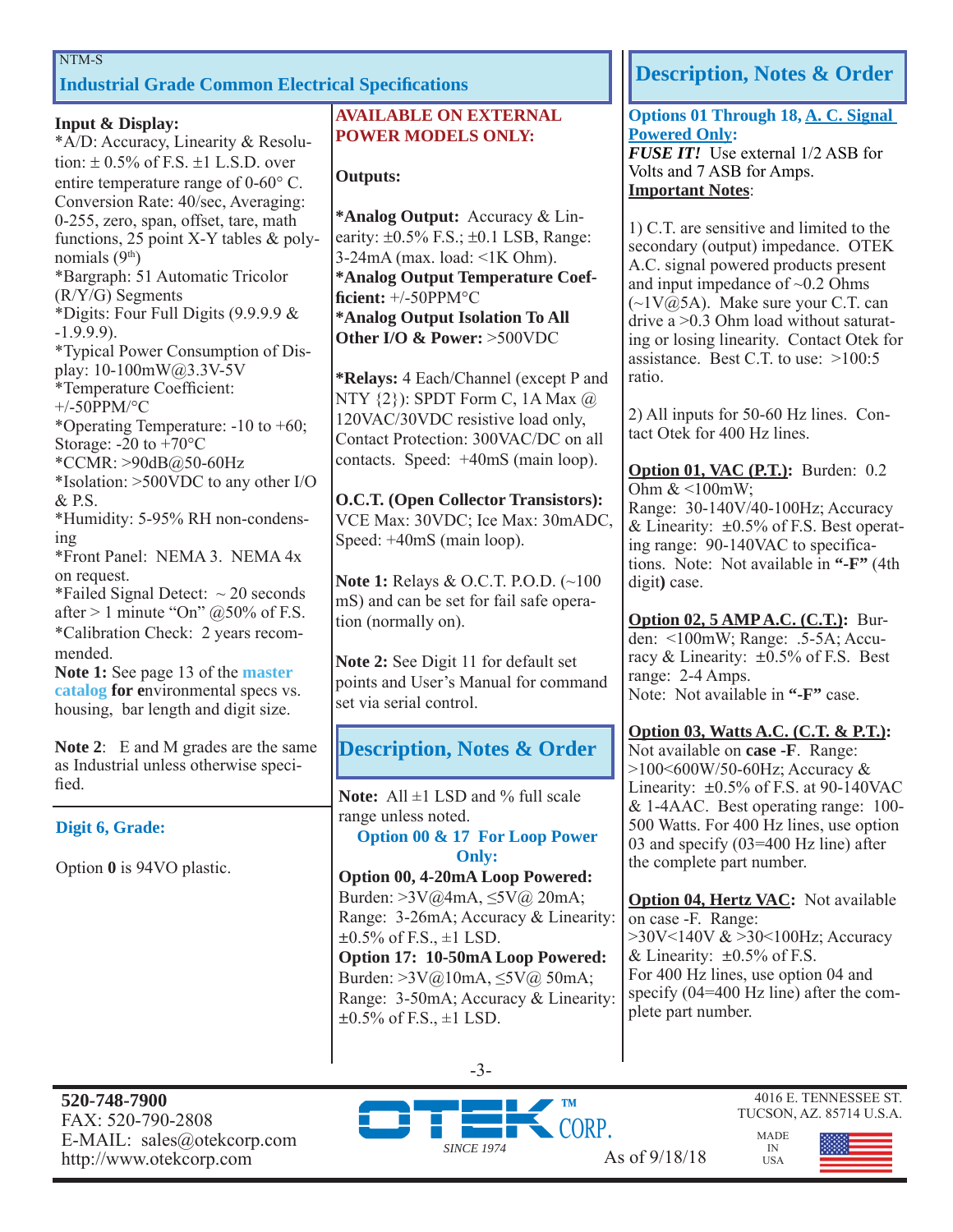NTM-S

## Industrial Grade Common Electrical Specifications

**Input & Display:**
*A/D: Accuracy, Linearity & Resolution: ± 0.5% of F.S. ±1 L.S.D. over entire temperature range of 0-60° C.
Conversion Rate: 40/sec, Averaging: 0-255, zero, span, offset, tare, math functions, 25 point X-Y tables & polynomials (9th)
*Bargraph: 51 Automatic Tricolor (R/Y/G) Segments
*Digits: Four Full Digits (9.9.9.9 & -1.9.9.9).
*Typical Power Consumption of Display: 10-100mW@3.3V-5V
*Temperature Coefficient: +/-50PPM/°C
*Operating Temperature: -10 to +60; Storage: -20 to +70°C
*CCMR: >90dB@50-60Hz
*Isolation: >500VDC to any other I/O & P.S.
*Humidity: 5-95% RH non-condensing
*Front Panel: NEMA 3. NEMA 4x on request.
*Failed Signal Detect: ~ 20 seconds after > 1 minute "On" @50% of F.S.
*Calibration Check: 2 years recommended.
**Note 1:** See page 13 of the master catalog **for e**nvironmental specs vs. housing, bar length and digit size.

**Note 2**: E and M grades are the same as Industrial unless otherwise specified.

**Digit 6, Grade:**

Option **0** is 94VO plastic.

**AVAILABLE ON EXTERNAL POWER MODELS ONLY:**

**Outputs:**

***Analog Output:** Accuracy & Linearity: ±0.5% F.S.; ±0.1 LSB, Range: 3-24mA (max. load: <1K Ohm).
***Analog Output Temperature Coefficient:** +/-50PPM°C
***Analog Output Isolation To All Other I/O & Power:** >500VDC

***Relays:** 4 Each/Channel (except P and NTY {2}): SPDT Form C, 1A Max @ 120VAC/30VDC resistive load only, Contact Protection: 300VAC/DC on all contacts. Speed: +40mS (main loop).

**O.C.T. (Open Collector Transistors):** VCE Max: 30VDC; Ice Max: 30mADC, Speed: +40mS (main loop).

**Note 1:** Relays & O.C.T. P.O.D. (~100 mS) and can be set for fail safe operation (normally on).

**Note 2:** See Digit 11 for default set points and User's Manual for command set via serial control.

## Description, Notes & Order

**Note:** All ±1 LSD and % full scale range unless noted.

**Option 00 & 17 For Loop Power Only:**

**Option 00, 4-20mA Loop Powered:** Burden: >3V@4mA, ≤5V@ 20mA; Range: 3-26mA; Accuracy & Linearity: ±0.5% of F.S., ±1 LSD.
**Option 17: 10-50mA Loop Powered:** Burden: >3V@10mA, ≤5V@ 50mA; Range: 3-50mA; Accuracy & Linearity: ±0.5% of F.S., ±1 LSD.

## Description, Notes & Order

**Options 01 Through 18, A. C. Signal Powered Only:**
***FUSE IT!*** Use external 1/2 ASB for Volts and 7 ASB for Amps.
**Important Notes**:

1) C.T. are sensitive and limited to the secondary (output) impedance. OTEK A.C. signal powered products present and input impedance of ~0.2 Ohms (~1V@5A). Make sure your C.T. can drive a >0.3 Ohm load without saturating or losing linearity. Contact Otek for assistance. Best C.T. to use: >100:5 ratio.

2) All inputs for 50-60 Hz lines. Contact Otek for 400 Hz lines.

**Option 01, VAC (P.T.):** Burden: 0.2 Ohm & <100mW; Range: 30-140V/40-100Hz; Accuracy & Linearity: ±0.5% of F.S. Best operating range: 90-140VAC to specifications. Note: Not available in **"-F"** (4th digit**)** case.

**Option 02, 5 AMP A.C. (C.T.):** Burden: <100mW; Range: .5-5A; Accuracy & Linearity: ±0.5% of F.S. Best range: 2-4 Amps.
Note: Not available in **"-F"** case.

**Option 03, Watts A.C. (C.T. & P.T.):** Not available on **case -F**. Range: >100<600W/50-60Hz; Accuracy & Linearity: ±0.5% of F.S. at 90-140VAC & 1-4AAC. Best operating range: 100-500 Watts. For 400 Hz lines, use option 03 and specify (03=400 Hz line) after the complete part number.

**Option 04, Hertz VAC:** Not available on case -F. Range: >30V<140V & >30<100Hz; Accuracy & Linearity: ±0.5% of F.S.
For 400 Hz lines, use option 04 and specify (04=400 Hz line) after the complete part number.

**520-748-7900**
FAX: 520-790-2808
E-MAIL: sales@otekcorp.com
http://www.otekcorp.com

OTEK™ CORP. SINCE 1974

As of 9/18/18

4016 E. TENNESSEE ST.
TUCSON, AZ. 85714 U.S.A.

MADE IN USA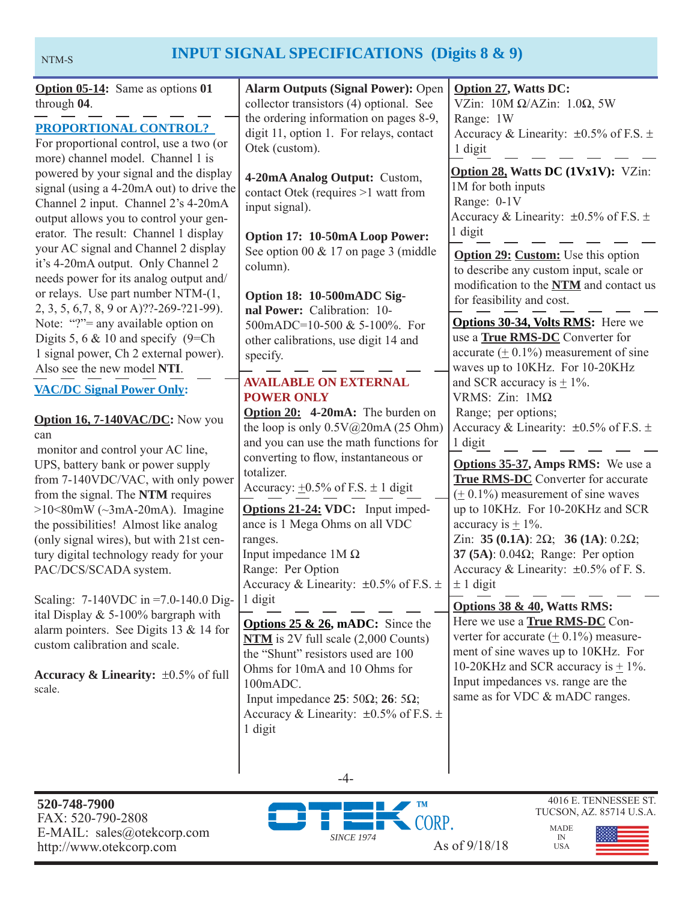# INPUT SIGNAL SPECIFICATIONS (Digits 8 & 9)

**Option 05-14:** Same as options **01** through **04**.

## PROPORTIONAL CONTROL?

For proportional control, use a two (or more) channel model. Channel 1 is powered by your signal and the display signal (using a 4-20mA out) to drive the Channel 2 input. Channel 2's 4-20mA output allows you to control your generator. The result: Channel 1 display your AC signal and Channel 2 display it's 4-20mA output. Only Channel 2 needs power for its analog output and/or relays. Use part number NTM-(1, 2, 3, 5, 6,7, 8, 9 or A)??-269-?21-99). Note: "?"= any available option on Digits 5, 6 & 10 and specify (9=Ch 1 signal power, Ch 2 external power). Also see the new model **NTI**.

## VAC/DC Signal Power Only:

**Option 16, 7-140VAC/DC:** Now you can monitor and control your AC line, UPS, battery bank or power supply from 7-140VDC/VAC, with only power from the signal. The **NTM** requires >10<80mW (~3mA-20mA). Imagine the possibilities! Almost like analog (only signal wires), but with 21st century digital technology ready for your PAC/DCS/SCADA system.

Scaling: 7-140VDC in =7.0-140.0 Digital Display & 5-100% bargraph with alarm pointers. See Digits 13 & 14 for custom calibration and scale.

**Accuracy & Linearity:** ±0.5% of full scale.

**Alarm Outputs (Signal Power):** Open collector transistors (4) optional. See the ordering information on pages 8-9, digit 11, option 1. For relays, contact Otek (custom).

**4-20mA Analog Output:** Custom, contact Otek (requires >1 watt from input signal).

**Option 17: 10-50mA Loop Power:** See option 00 & 17 on page 3 (middle column).

**Option 18: 10-500mADC Signal Power:** Calibration: 10-500mADC=10-500 & 5-100%. For other calibrations, use digit 14 and specify.

## AVAILABLE ON EXTERNAL POWER ONLY

**Option 20: 4-20mA:** The burden on the loop is only 0.5V@20mA (25 Ohm) and you can use the math functions for converting to flow, instantaneous or totalizer.
Accuracy: ±0.5% of F.S. ± 1 digit

**Options 21-24: VDC:** Input impedance is 1 Mega Ohms on all VDC ranges.
Input impedance 1M Ω
Range: Per Option
Accuracy & Linearity: ±0.5% of F.S. ± 1 digit

**Options 25 & 26, mADC:** Since the **NTM** is 2V full scale (2,000 Counts) the "Shunt" resistors used are 100 Ohms for 10mA and 10 Ohms for 100mADC.
Input impedance **25**: 50Ω; **26**: 5Ω;
Accuracy & Linearity: ±0.5% of F.S. ± 1 digit

**Option 27, Watts DC:**
VZin: 10M Ω/AZin: 1.0Ω, 5W
Range: 1W
Accuracy & Linearity: ±0.5% of F.S. ± 1 digit

**Option 28, Watts DC (1Vx1V):** VZin: 1M for both inputs
Range: 0-1V
Accuracy & Linearity: ±0.5% of F.S. ± 1 digit

**Option 29: Custom:** Use this option to describe any custom input, scale or modification to the **NTM** and contact us for feasibility and cost.

**Options 30-34, Volts RMS:** Here we use a **True RMS-DC** Converter for accurate (± 0.1%) measurement of sine waves up to 10KHz. For 10-20KHz and SCR accuracy is ± 1%.
VRMS: Zin: 1MΩ
Range; per options;
Accuracy & Linearity: ±0.5% of F.S. ± 1 digit

**Options 35-37, Amps RMS:** We use a **True RMS-DC** Converter for accurate (± 0.1%) measurement of sine waves up to 10KHz. For 10-20KHz and SCR accuracy is ± 1%.
Zin: **35 (0.1A)**: 2Ω; **36 (1A)**: 0.2Ω; **37 (5A)**: 0.04Ω; Range: Per option
Accuracy & Linearity: ±0.5% of F. S. ± 1 digit

**Options 38 & 40, Watts RMS:** Here we use a **True RMS-DC** Converter for accurate (± 0.1%) measurement of sine waves up to 10KHz. For 10-20KHz and SCR accuracy is ± 1%. Input impedances vs. range are the same as for VDC & mADC ranges.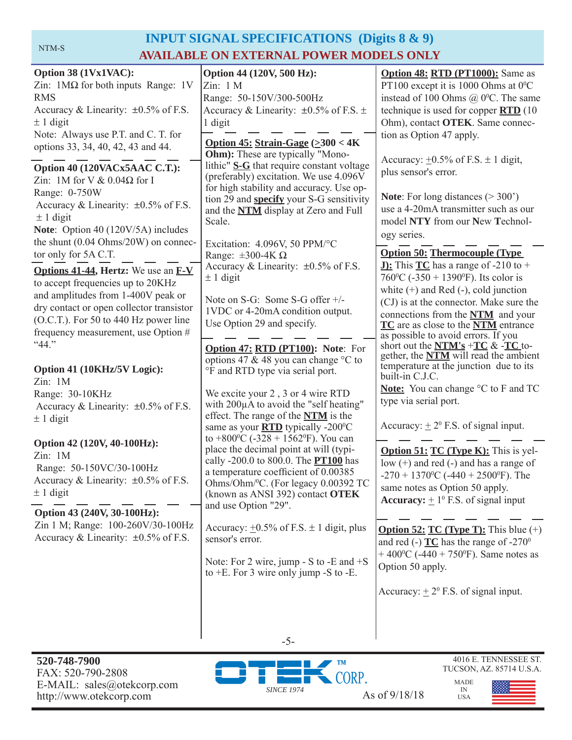# INPUT SIGNAL SPECIFICATIONS (Digits 8 & 9)

## AVAILABLE ON EXTERNAL POWER MODELS ONLY

**Option 38 (1Vx1VAC):**
Zin: 1MΩ for both inputs Range: 1V RMS
Accuracy & Linearity: ±0.5% of F.S. ± 1 digit
Note: Always use P.T. and C. T. for options 33, 34, 40, 42, 43 and 44.

**Option 40 (120VACx5AAC C.T.):**
Zin: 1M for V & 0.04Ω for I
Range: 0-750W
Accuracy & Linearity: ±0.5% of F.S. ± 1 digit
**Note**: Option 40 (120V/5A) includes the shunt (0.04 Ohms/20W) on connector only for 5A C.T.

**Options 41-44, Hertz:** We use an **F-V** to accept frequencies up to 20KHz and amplitudes from 1-400V peak or dry contact or open collector transistor (O.C.T.). For 50 to 440 Hz power line frequency measurement, use Option # "44."

**Option 41 (10KHz/5V Logic):**
Zin: 1M
Range: 30-10KHz
Accuracy & Linearity: ±0.5% of F.S. ± 1 digit

**Option 42 (120V, 40-100Hz):**
Zin: 1M
Range: 50-150VC/30-100Hz
Accuracy & Linearity: ±0.5% of F.S. ± 1 digit

**Option 43 (240V, 30-100Hz):**
Zin 1 M; Range: 100-260V/30-100Hz
Accuracy & Linearity: ±0.5% of F.S.

**Option 44 (120V, 500 Hz):**
Zin: 1 M
Range: 50-150V/300-500Hz
Accuracy & Linearity: ±0.5% of F.S. ± 1 digit

**Option 45: Strain-Gage (≥300 < 4K Ohm):** These are typically "Monolithic" **S-G** that require constant voltage (preferably) excitation. We use 4.096V for high stability and accuracy. Use option 29 and **specify** your S-G sensitivity and the **NTM** display at Zero and Full Scale.

Excitation: 4.096V, 50 PPM/°C
Range: ±300-4K Ω
Accuracy & Linearity: ±0.5% of F.S. ± 1 digit

Note on S-G: Some S-G offer +/-1VDC or 4-20mA condition output. Use Option 29 and specify.

**Option 47: RTD (PT100): Note**: For options 47 & 48 you can change °C to °F and RTD type via serial port.

We excite your 2 , 3 or 4 wire RTD with 200μA to avoid the "self heating" effect. The range of the **NTM** is the same as your **RTD** typically -200°C to +800°C (-328 + 1562°F). You can place the decimal point at will (typically -200.0 to 800.0. The **PT100** has a temperature coefficient of 0.00385 Ohms/Ohm/°C. (For legacy 0.00392 TC (known as ANSI 392) contact **OTEK** and use Option "29".

Accuracy: ±0.5% of F.S. ± 1 digit, plus sensor's error.

Note: For 2 wire, jump - S to -E and +S to +E. For 3 wire only jump -S to -E.

**Option 48: RTD (PT1000):** Same as PT100 except it is 1000 Ohms at 0°C instead of 100 Ohms @ 0°C. The same technique is used for copper **RTD** (10 Ohm), contact **OTEK**. Same connection as Option 47 apply.

Accuracy: ±0.5% of F.S. ± 1 digit, plus sensor's error.

**Note**: For long distances (> 300') use a 4-20mA transmitter such as our model **NTY** from our **N**ew **T**echnology series.

**Option 50: Thermocouple (Type J):** This **TC** has a range of -210 to + 760°C (-350 + 1390°F). Its color is white (+) and Red (-), cold junction (CJ) is at the connector. Make sure the connections from the **NTM** and your **TC** are as close to the **NTM** entrance as possible to avoid errors. If you short out the **NTM's** +**TC** & -**TC** together, the **NTM** will read the ambient temperature at the junction due to its built-in C.J.C.

**Note:** You can change °C to F and TC type via serial port.

Accuracy: ± 2° F.S. of signal input.

**Option 51: TC (Type K):** This is yellow (+) and red (-) and has a range of -270 + 1370°C (-440 + 2500°F). The same notes as Option 50 apply.
**Accuracy:** ± 1° F.S. of signal input

**Option 52: TC (Type T):** This blue (+) and red (-) **TC** has the range of -270° + 400°C (-440 + 750°F). Same notes as Option 50 apply.

Accuracy: ± 2° F.S. of signal input.

**520-748-7900**
FAX: 520-790-2808
E-MAIL: sales@otekcorp.com
http://www.otekcorp.com

OTEK™ CORP. SINCE 1974

As of 9/18/18

4016 E. TENNESSEE ST.
TUCSON, AZ. 85714 U.S.A.

MADE IN USA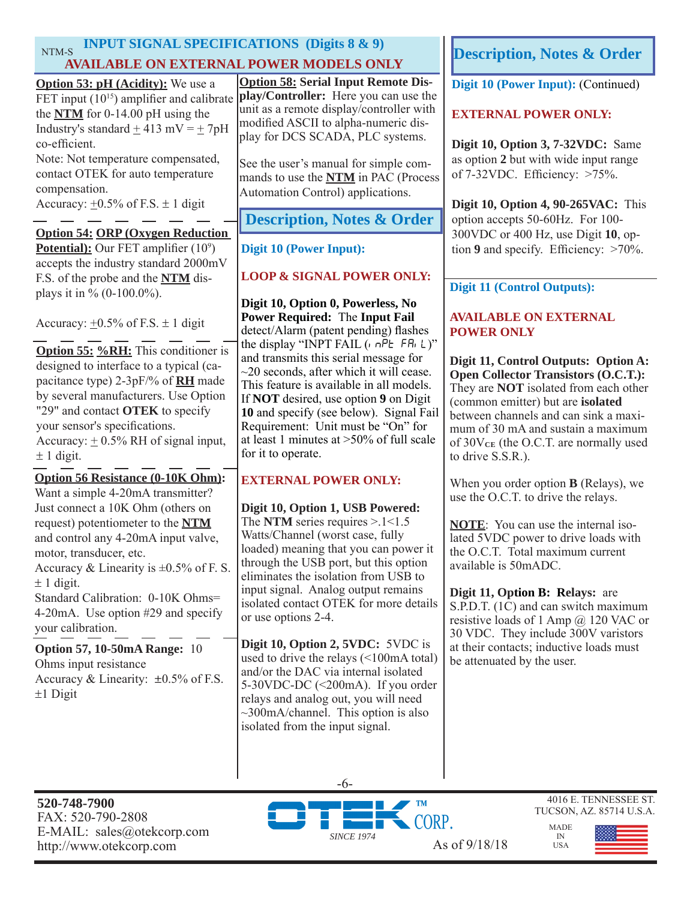NTM-S

## INPUT SIGNAL SPECIFICATIONS (Digits 8 & 9)

## AVAILABLE ON EXTERNAL POWER MODELS ONLY

**Option 53: pH (Acidity):** We use a FET input ($10^{15}$) amplifier and calibrate the **NTM** for 0-14.00 pH using the Industry's standard ± 413 mV = ± 7pH co-efficient.
Note: Not temperature compensated, contact OTEK for auto temperature compensation.
Accuracy: ±0.5% of F.S. ± 1 digit

**Option 54: ORP (Oxygen Reduction Potential):** Our FET amplifier ($10^9$) accepts the industry standard 2000mV F.S. of the probe and the **NTM** displays it in % (0-100.0%).

Accuracy: ±0.5% of F.S. ± 1 digit

**Option 55: %RH:** This conditioner is designed to interface to a typical (capacitance type) 2-3pF/% of **RH** made by several manufacturers. Use Option "29" and contact **OTEK** to specify your sensor's specifications.
Accuracy: ± 0.5% RH of signal input, ± 1 digit.

**Option 56 Resistance (0-10K Ohm):** Want a simple 4-20mA transmitter? Just connect a 10K Ohm (others on request) potentiometer to the **NTM** and control any 4-20mA input valve, motor, transducer, etc.
Accuracy & Linearity is ±0.5% of F. S. ± 1 digit.
Standard Calibration: 0-10K Ohms= 4-20mA. Use option #29 and specify your calibration.

**Option 57, 10-50mA Range:** 10 Ohms input resistance
Accuracy & Linearity: ±0.5% of F.S. ±1 Digit

**Option 58: Serial Input Remote Display/Controller:** Here you can use the unit as a remote display/controller with modified ASCII to alpha-numeric display for DCS SCADA, PLC systems.

See the user's manual for simple commands to use the **NTM** in PAC (Process Automation Control) applications.

## Description, Notes & Order

**Digit 10 (Power Input):**

**LOOP & SIGNAL POWER ONLY:**

**Digit 10, Option 0, Powerless, No Power Required:** The **Input Fail** detect/Alarm (patent pending) flashes the display "INPT FAIL (inPt FAiL)" and transmits this serial message for ~20 seconds, after which it will cease. This feature is available in all models. If **NOT** desired, use option **9** on Digit **10** and specify (see below). Signal Fail Requirement: Unit must be "On" for at least 1 minutes at >50% of full scale for it to operate.

**EXTERNAL POWER ONLY:**

**Digit 10, Option 1, USB Powered:** The **NTM** series requires >.1<1.5 Watts/Channel (worst case, fully loaded) meaning that you can power it through the USB port, but this option eliminates the isolation from USB to input signal. Analog output remains isolated contact OTEK for more details or use options 2-4.

**Digit 10, Option 2, 5VDC:** 5VDC is used to drive the relays (<100mA total) and/or the DAC via internal isolated 5-30VDC-DC (<200mA). If you order relays and analog out, you will need ~300mA/channel. This option is also isolated from the input signal.

## Description, Notes & Order

**Digit 10 (Power Input):** (Continued)

**EXTERNAL POWER ONLY:**

**Digit 10, Option 3, 7-32VDC:** Same as option **2** but with wide input range of 7-32VDC. Efficiency: >75%.

**Digit 10, Option 4, 90-265VAC:** This option accepts 50-60Hz. For 100-300VDC or 400 Hz, use Digit **10**, option **9** and specify. Efficiency: >70%.

**Digit 11 (Control Outputs):**

**AVAILABLE ON EXTERNAL POWER ONLY**

**Digit 11, Control Outputs: Option A: Open Collector Transistors (O.C.T.):** They are **NOT** isolated from each other (common emitter) but are **isolated** between channels and can sink a maximum of 30 mA and sustain a maximum of $30V_{CE}$ (the O.C.T. are normally used to drive S.S.R.).

When you order option **B** (Relays), we use the O.C.T. to drive the relays.

**NOTE**: You can use the internal isolated 5VDC power to drive loads with the O.C.T. Total maximum current available is 50mADC.

**Digit 11, Option B: Relays:** are S.P.D.T. (1C) and can switch maximum resistive loads of 1 Amp @ 120 VAC or 30 VDC. They include 300V varistors at their contacts; inductive loads must be attenuated by the user.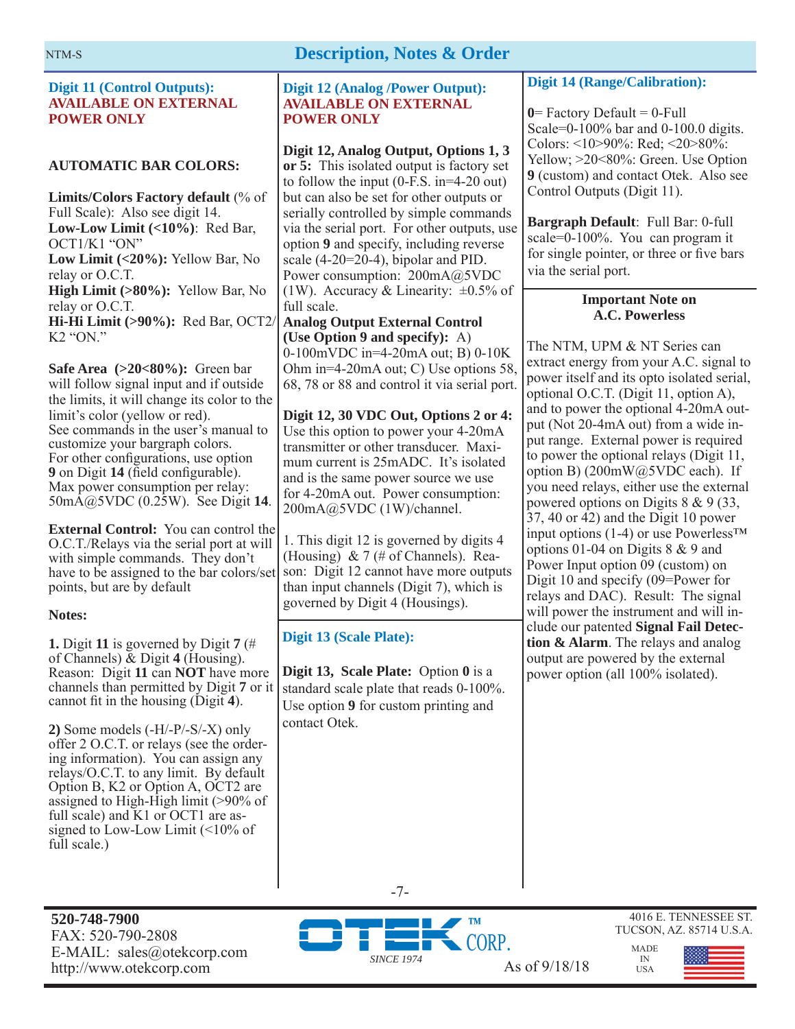## Description, Notes & Order

### Digit 11 (Control Outputs): AVAILABLE ON EXTERNAL POWER ONLY

**AUTOMATIC BAR COLORS:**

**Limits/Colors Factory default** (% of Full Scale): Also see digit 14.
**Low-Low Limit (<10%)**: Red Bar, OCT1/K1 "ON"
**Low Limit (<20%):** Yellow Bar, No relay or O.C.T.
**High Limit (>80%):** Yellow Bar, No relay or O.C.T.
**Hi-Hi Limit (>90%):** Red Bar, OCT2/K2 "ON."

**Safe Area (>20<80%):** Green bar will follow signal input and if outside the limits, it will change its color to the limit's color (yellow or red).
See commands in the user's manual to customize your bargraph colors.
For other configurations, use option **9** on Digit **14** (field configurable).
Max power consumption per relay: 50mA@5VDC (0.25W). See Digit **14**.

**External Control:** You can control the O.C.T./Relays via the serial port at will with simple commands. They don't have to be assigned to the bar colors/set points, but are by default

**Notes:**

**1.** Digit **11** is governed by Digit **7** (# of Channels) & Digit **4** (Housing). Reason: Digit **11** can **NOT** have more channels than permitted by Digit **7** or it cannot fit in the housing (Digit **4**).

**2)** Some models (-H/-P/-S/-X) only offer 2 O.C.T. or relays (see the ordering information). You can assign any relays/O.C.T. to any limit. By default Option B, K2 or Option A, OCT2 are assigned to High-High limit (>90% of full scale) and K1 or OCT1 are assigned to Low-Low Limit (<10% of full scale.)

### Digit 12 (Analog /Power Output): AVAILABLE ON EXTERNAL POWER ONLY

**Digit 12, Analog Output, Options 1, 3 or 5:** This isolated output is factory set to follow the input (0-F.S. in=4-20 out) but can also be set for other outputs or serially controlled by simple commands via the serial port. For other outputs, use option **9** and specify, including reverse scale (4-20=20-4), bipolar and PID. Power consumption: 200mA@5VDC (1W). Accuracy & Linearity: ±0.5% of full scale.
**Analog Output External Control (Use Option 9 and specify):** A) 0-100mVDC in=4-20mA out; B) 0-10K Ohm in=4-20mA out; C) Use options 58, 68, 78 or 88 and control it via serial port.

**Digit 12, 30 VDC Out, Options 2 or 4:** Use this option to power your 4-20mA transmitter or other transducer. Maximum current is 25mADC. It's isolated and is the same power source we use for 4-20mA out. Power consumption: 200mA@5VDC (1W)/channel.

1. This digit 12 is governed by digits 4 (Housing) & 7 (# of Channels). Reason: Digit 12 cannot have more outputs than input channels (Digit 7), which is governed by Digit 4 (Housings).

### Digit 13 (Scale Plate):

**Digit 13, Scale Plate:** Option **0** is a standard scale plate that reads 0-100%. Use option **9** for custom printing and contact Otek.

### Digit 14 (Range/Calibration):

**0**= Factory Default = 0-Full Scale=0-100% bar and 0-100.0 digits. Colors: <10>90%: Red; <20>80%: Yellow; >20<80%: Green. Use Option **9** (custom) and contact Otek. Also see Control Outputs (Digit 11).

**Bargraph Default**: Full Bar: 0-full scale=0-100%. You can program it for single pointer, or three or five bars via the serial port.

**Important Note on A.C. Powerless**

The NTM, UPM & NT Series can extract energy from your A.C. signal to power itself and its opto isolated serial, optional O.C.T. (Digit 11, option A), and to power the optional 4-20mA output (Not 20-4mA out) from a wide input range. External power is required to power the optional relays (Digit 11, option B) (200mW@5VDC each). If you need relays, either use the external powered options on Digits 8 & 9 (33, 37, 40 or 42) and the Digit 10 power input options (1-4) or use Powerless™ options 01-04 on Digits 8 & 9 and Power Input option 09 (custom) on Digit 10 and specify (09=Power for relays and DAC). Result: The signal will power the instrument and will include our patented **Signal Fail Detection & Alarm**. The relays and analog output are powered by the external power option (all 100% isolated).

**520-748-7900**
FAX: 520-790-2808
E-MAIL: sales@otekcorp.com
http://www.otekcorp.com

OTEK™ CORP. SINCE 1974

As of 9/18/18

4016 E. TENNESSEE ST.
TUCSON, AZ. 85714 U.S.A.
MADE IN USA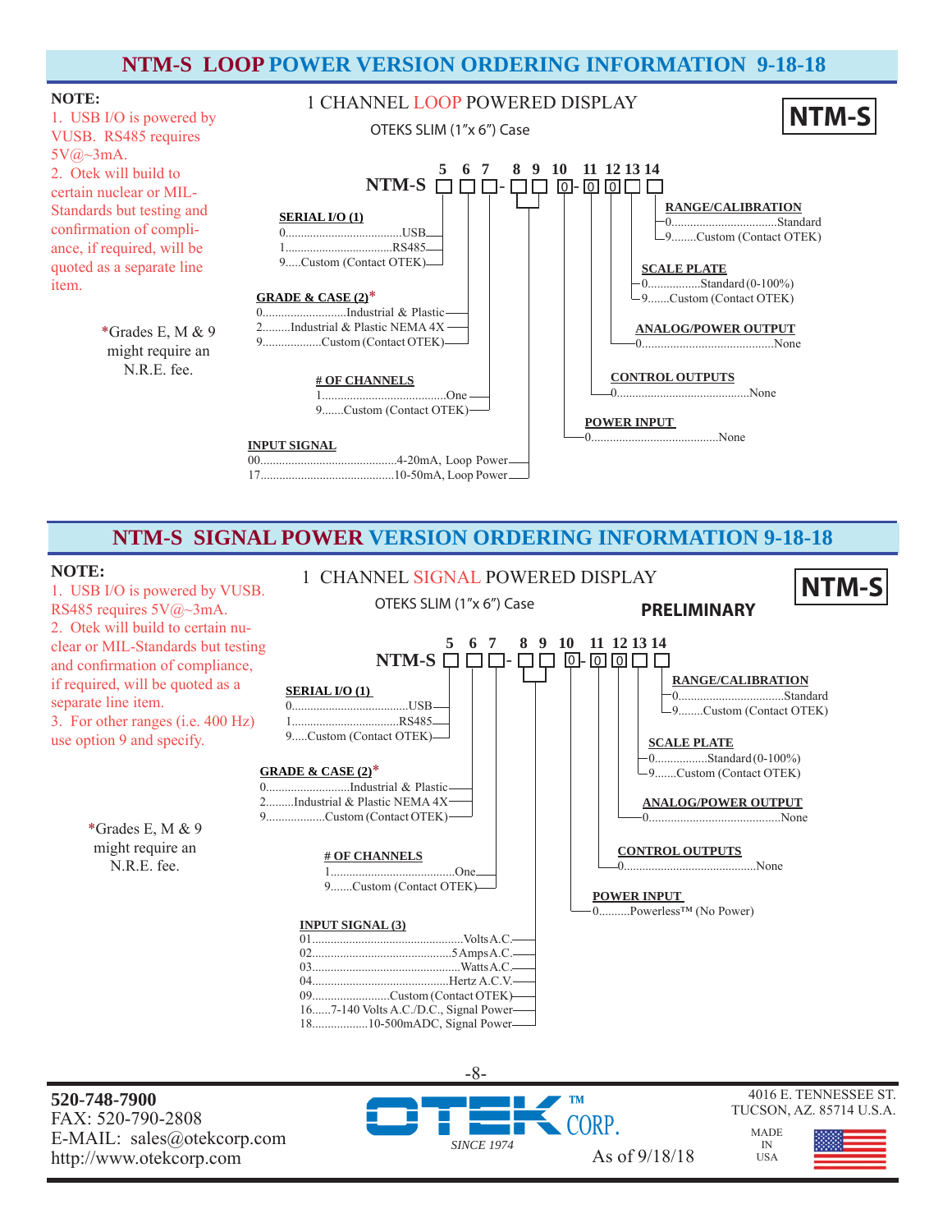## NTM-S LOOP POWER VERSION ORDERING INFORMATION 9-18-18

**NOTE:**

1. USB I/O is powered by VUSB. RS485 requires 5V@~3mA.
2. Otek will build to certain nuclear or MIL-Standards but testing and confirmation of compliance, if required, will be quoted as a separate line item.

*Grades E, M & 9 might require an N.R.E. fee.

### 1 CHANNEL LOOP POWERED DISPLAY

OTEKS SLIM (1"x 6") Case

**NTM-S**

NTM-S □ □ □ - □ □ [0] - [0] [0] □ □
(positions 5 6 7 - 8 9 10 - 11 12 13 14)

**SERIAL I/O (1)** (position 5)
- 0......USB
- 1......RS485
- 9.....Custom (Contact OTEK)

**GRADE & CASE (2)*** (position 6)
- 0......Industrial & Plastic
- 2.........Industrial & Plastic NEMA 4X
- 9......Custom (Contact OTEK)

**# OF CHANNELS** (position 7)
- 1......One
- 9.......Custom (Contact OTEK)

**INPUT SIGNAL** (positions 8-9)
- 00......4-20mA, Loop Power
- 17......10-50mA, Loop Power

**POWER INPUT** (position 10)
- 0......None

**CONTROL OUTPUTS** (position 11)
- 0......None

**ANALOG/POWER OUTPUT** (position 12)
- 0......None

**SCALE PLATE** (position 13)
- 0......Standard (0-100%)
- 9.......Custom (Contact OTEK)

**RANGE/CALIBRATION** (position 14)
- 0......Standard
- 9........Custom (Contact OTEK)

## NTM-S SIGNAL POWER VERSION ORDERING INFORMATION 9-18-18

**NOTE:**

1. USB I/O is powered by VUSB. RS485 requires 5V@~3mA.
2. Otek will build to certain nuclear or MIL-Standards but testing and confirmation of compliance, if required, will be quoted as a separate line item.
3. For other ranges (i.e. 400 Hz) use option 9 and specify.

*Grades E, M & 9 might require an N.R.E. fee.

### 1 CHANNEL SIGNAL POWERED DISPLAY

OTEKS SLIM (1"x 6") Case

**NTM-S**

**PRELIMINARY**

NTM-S □ □ □ - □ □ [0] - [0] [0] □ □
(positions 5 6 7 - 8 9 10 - 11 12 13 14)

**SERIAL I/O (1)** (position 5)
- 0......USB
- 1......RS485
- 9.....Custom (Contact OTEK)

**GRADE & CASE (2)*** (position 6)
- 0......Industrial & Plastic
- 2.........Industrial & Plastic NEMA 4X
- 9......Custom (Contact OTEK)

**# OF CHANNELS** (position 7)
- 1......One
- 9.......Custom (Contact OTEK)

**INPUT SIGNAL (3)** (positions 8-9)
- 01......Volts A.C.
- 02......5 Amps A.C.
- 03......Watts A.C.
- 04......Hertz A.C.V.
- 09......Custom (Contact OTEK)
- 16......7-140 Volts A.C./D.C., Signal Power
- 18......10-500mADC, Signal Power

**POWER INPUT** (position 10)
- 0..........Powerless™ (No Power)

**CONTROL OUTPUTS** (position 11)
- 0......None

**ANALOG/POWER OUTPUT** (position 12)
- 0......None

**SCALE PLATE** (position 13)
- 0......Standard (0-100%)
- 9.......Custom (Contact OTEK)

**RANGE/CALIBRATION** (position 14)
- 0......Standard
- 9........Custom (Contact OTEK)

**520-748-7900**
FAX: 520-790-2808
E-MAIL: sales@otekcorp.com
http://www.otekcorp.com

OTEK™ CORP. SINCE 1974

As of 9/18/18

4016 E. TENNESSEE ST.
TUCSON, AZ. 85714 U.S.A.

MADE IN USA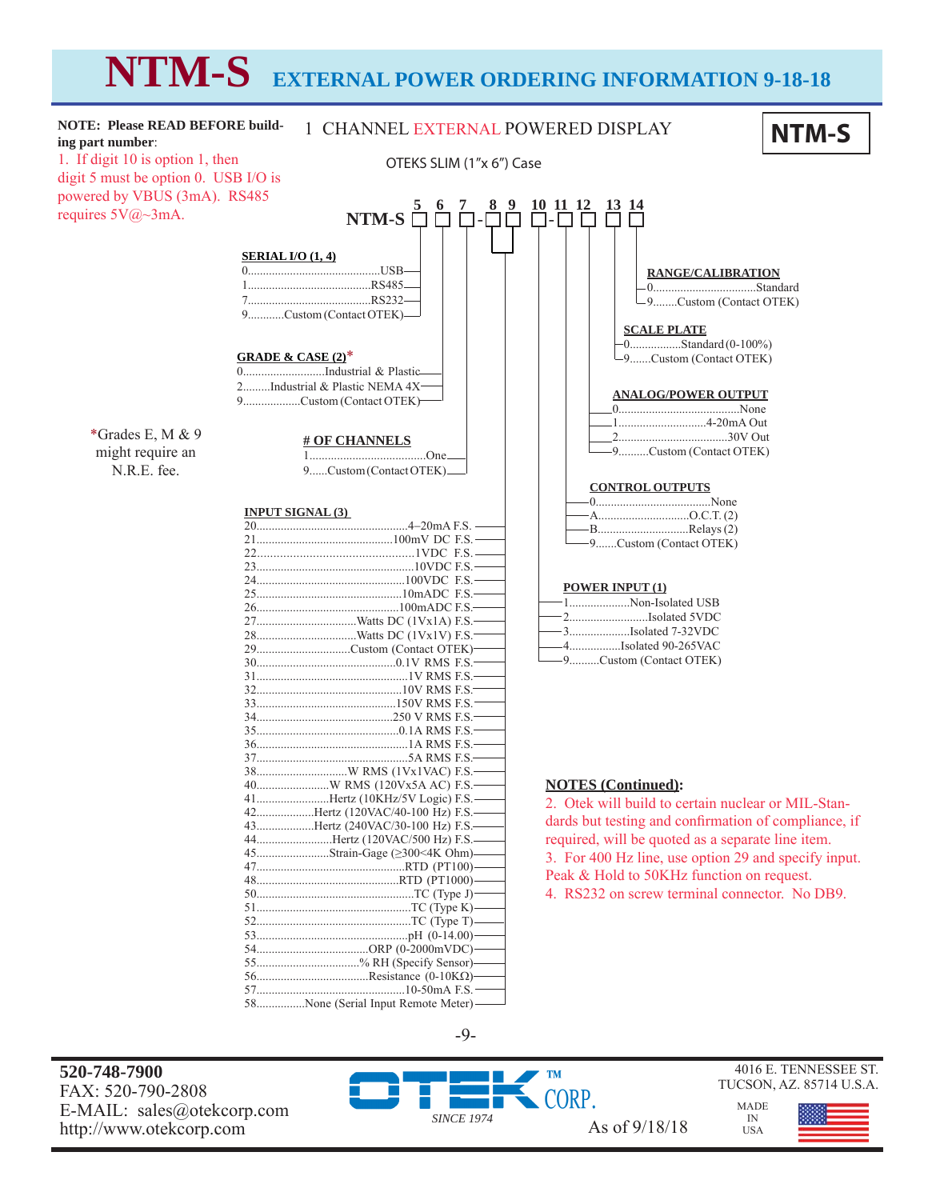# NTM-S EXTERNAL POWER ORDERING INFORMATION 9-18-18

**NOTE: Please READ BEFORE building part number**:

1. If digit 10 is option 1, then digit 5 must be option 0. USB I/O is powered by VBUS (3mA). RS485 requires 5V@~3mA.

## 1 CHANNEL EXTERNAL POWERED DISPLAY

**NTM-S**

OTEKS SLIM (1"x 6") Case

NTM-S □ □ □ - □ □ □ - □ □ □ □ (digits 5 6 7 - 8 9 10 - 11 12 13 14)

**SERIAL I/O (1, 4)**
- 0............USB
- 1............RS485
- 7............RS232
- 9............Custom (Contact OTEK)

**GRADE & CASE (2)***
- 0............Industrial & Plastic
- 2............Industrial & Plastic NEMA 4X
- 9............Custom (Contact OTEK)

*Grades E, M & 9 might require an N.R.E. fee.

**# OF CHANNELS**
- 1............One
- 9............Custom (Contact OTEK)

**INPUT SIGNAL (3)**
- 20............4–20mA F.S.
- 21............100mV DC F.S.
- 22............1VDC F.S.
- 23............10VDC F.S.
- 24............100VDC F.S.
- 25............10mADC F.S.
- 26............100mADC F.S.
- 27............Watts DC (1Vx1A) F.S.
- 28............Watts DC (1Vx1V) F.S.
- 29............Custom (Contact OTEK)
- 30............0.1V RMS F.S.
- 31............1V RMS F.S.
- 32............10V RMS F.S.
- 33............150V RMS F.S.
- 34............250 V RMS F.S.
- 35............0.1A RMS F.S.
- 36............1A RMS F.S.
- 37............5A RMS F.S.
- 38............W RMS (1Vx1VAC) F.S.
- 40............W RMS (120Vx5A AC) F.S.
- 41............Hertz (10KHz/5V Logic) F.S.
- 42............Hertz (120VAC/40-100 Hz) F.S.
- 43............Hertz (240VAC/30-100 Hz) F.S.
- 44............Hertz (120VAC/500 Hz) F.S.
- 45............Strain-Gage (≥300<4K Ohm)
- 47............RTD (PT100)
- 48............RTD (PT1000)
- 50............TC (Type J)
- 51............TC (Type K)
- 52............TC (Type T)
- 53............pH (0-14.00)
- 54............ORP (0-2000mVDC)
- 55............% RH (Specify Sensor)
- 56............Resistance (0-10KΩ)
- 57............10-50mA F.S.
- 58............None (Serial Input Remote Meter)

**RANGE/CALIBRATION**
- 0............Standard
- 9............Custom (Contact OTEK)

**SCALE PLATE**
- 0............Standard (0-100%)
- 9............Custom (Contact OTEK)

**ANALOG/POWER OUTPUT**
- 0............None
- 1............4-20mA Out
- 2............30V Out
- 9............Custom (Contact OTEK)

**CONTROL OUTPUTS**
- 0............None
- A............O.C.T. (2)
- B............Relays (2)
- 9............Custom (Contact OTEK)

**POWER INPUT (1)**
- 1............Non-Isolated USB
- 2............Isolated 5VDC
- 3............Isolated 7-32VDC
- 4............Isolated 90-265VAC
- 9............Custom (Contact OTEK)

**NOTES (Continued):**

2. Otek will build to certain nuclear or MIL-Standards but testing and confirmation of compliance, if required, will be quoted as a separate line item.
3. For 400 Hz line, use option 29 and specify input. Peak & Hold to 50KHz function on request.
4. RS232 on screw terminal connector. No DB9.

**520-748-7900**
FAX: 520-790-2808
E-MAIL: sales@otekcorp.com
http://www.otekcorp.com

OTEK™ CORP. SINCE 1974

As of 9/18/18

4016 E. TENNESSEE ST.
TUCSON, AZ. 85714 U.S.A.

MADE IN USA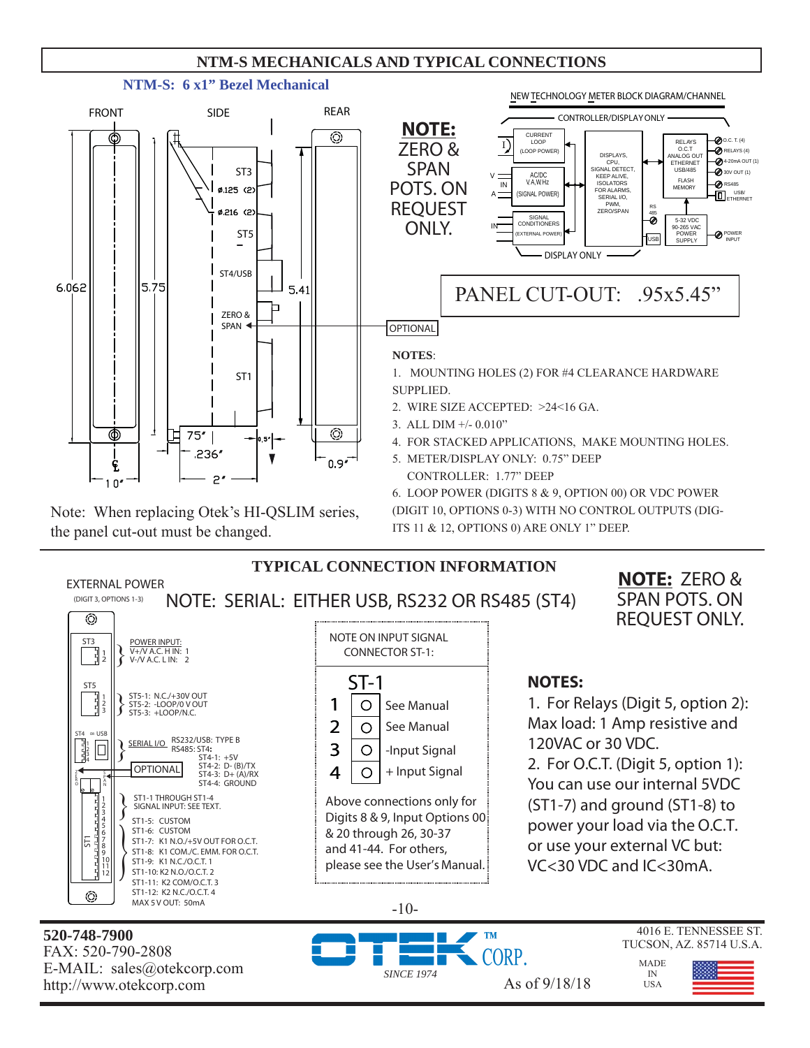# NTM-S MECHANICALS AND TYPICAL CONNECTIONS

## NTM-S: 6 x1" Bezel Mechanical

FRONT

SIDE

REAR

ST3

ø.125 (2)

ø.216 (2)

ST5

ST4/USB

ZERO & SPAN

ST1

6.062

5.75

5.41

.75"

.236"

0.5"

0.9"

1.0"

2"

NEW TECHNOLOGY METER BLOCK DIAGRAM/CHANNEL

CONTROLLER/DISPLAY ONLY

CURRENT LOOP (LOOP POWER)

AC/DC V,A,W,Hz (SIGNAL POWER)

SIGNAL CONDITIONERS (EXTERNAL POWER)

DISPLAYS, CPU, SIGNAL DETECT, KEEP ALIVE, ISOLATORS FOR ALARMS, SERIAL I/O, PWM, ZERO/SPAN

RELAYS O.C.T ANALOG OUT ETHERNET USB/485 FLASH MEMORY

O.C. T. (4)

RELAYS (4)

4-20mA OUT (1)

30V OUT (1)

RS485

USB/ ETHERNET

RS 485

USB

5-32 VDC 90-265 VAC POWER SUPPLY

POWER INPUT

DISPLAY ONLY

**NOTE:** ZERO & SPAN POTS. ON REQUEST ONLY.

PANEL CUT-OUT: .95x5.45"

OPTIONAL

**NOTES**:

1. MOUNTING HOLES (2) FOR #4 CLEARANCE HARDWARE SUPPLIED.
2. WIRE SIZE ACCEPTED: >24<16 GA.
3. ALL DIM +/- 0.010"
4. FOR STACKED APPLICATIONS, MAKE MOUNTING HOLES.
5. METER/DISPLAY ONLY: 0.75" DEEP
   CONTROLLER: 1.77" DEEP
6. LOOP POWER (DIGITS 8 & 9, OPTION 00) OR VDC POWER (DIGIT 10, OPTIONS 0-3) WITH NO CONTROL OUTPUTS (DIGITS 11 & 12, OPTIONS 0) ARE ONLY 1" DEEP.

Note: When replacing Otek's HI-QSLIM series, the panel cut-out must be changed.

## TYPICAL CONNECTION INFORMATION

EXTERNAL POWER
(DIGIT 3, OPTIONS 1-3)

NOTE: SERIAL: EITHER USB, RS232 OR RS485 (ST4)

**NOTE:** ZERO & SPAN POTS. ON REQUEST ONLY.

ST3 — POWER INPUT:
- V+/V A.C. H IN: 1
- V-/V A.C. L IN: 2

ST5:
- ST5-1: N.C./+30V OUT
- ST5-2: -LOOP/0 V OUT
- ST5-3: +LOOP/N.C.

ST4 or USB — SERIAL I/O: RS232/USB: TYPE B; RS485: ST4:
- ST4-1: +5V
- ST4-2: D- (B)/TX
- ST4-3: D+ (A)/RX
- ST4-4: GROUND

OPTIONAL (ZERO / SPAN)

ST1:
- ST1-1 THROUGH ST1-4 SIGNAL INPUT: SEE TEXT.
- ST1-5: CUSTOM
- ST1-6: CUSTOM
- ST1-7: K1 N.O./+5V OUT FOR O.C.T.
- ST1-8: K1 COM./C. EMM. FOR O.C.T.
- ST1-9: K1 N.C./O.C.T. 1
- ST1-10: K2 N.O./O.C.T. 2
- ST1-11: K2 COM/O.C.T. 3
- ST1-12: K2 N.C./O.C.T. 4
- MAX 5 V OUT: 50mA

NOTE ON INPUT SIGNAL CONNECTOR ST-1:

| ST-1 | |
|---|---|
| 1 | See Manual |
| 2 | See Manual |
| 3 | -Input Signal |
| 4 | + Input Signal |

Above connections only for Digits 8 & 9, Input Options 00 & 20 through 26, 30-37 and 41-44. For others, please see the User's Manual.

**NOTES:**

1. For Relays (Digit 5, option 2): Max load: 1 Amp resistive and 120VAC or 30 VDC.
2. For O.C.T. (Digit 5, option 1): You can use our internal 5VDC (ST1-7) and ground (ST1-8) to power your load via the O.C.T. or use your external VC but: VC<30 VDC and IC<30mA.

**520-748-7900**
FAX: 520-790-2808
E-MAIL: sales@otekcorp.com
http://www.otekcorp.com

OTEK™ CORP. SINCE 1974

As of 9/18/18

4016 E. TENNESSEE ST.
TUCSON, AZ. 85714 U.S.A.

MADE IN USA